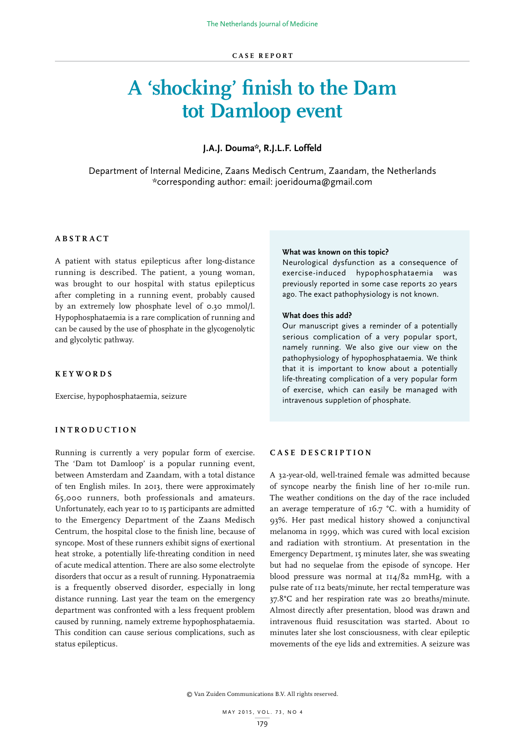CASE REPORT

# A 'shocking' finish to the Dam tot Damloop event

**J.A.J. Douma\*, R.J.L.F. Loffeld**

Department of Internal Medicine, Zaans Medisch Centrum, Zaandam, the Netherlands
\*corresponding author: email: joeridouma@gmail.com

## ABSTRACT

A patient with status epilepticus after long-distance running is described. The patient, a young woman, was brought to our hospital with status epilepticus after completing in a running event, probably caused by an extremely low phosphate level of 0.30 mmol/l. Hypophosphataemia is a rare complication of running and can be caused by the use of phosphate in the glycogenolytic and glycolytic pathway.

## KEYWORDS

Exercise, hypophosphataemia, seizure

**What was known on this topic?**
Neurological dysfunction as a consequence of exercise-induced hypophosphataemia was previously reported in some case reports 20 years ago. The exact pathophysiology is not known.

**What does this add?**
Our manuscript gives a reminder of a potentially serious complication of a very popular sport, namely running. We also give our view on the pathophysiology of hypophosphataemia. We think that it is important to know about a potentially life-threating complication of a very popular form of exercise, which can easily be managed with intravenous suppletion of phosphate.

## INTRODUCTION

Running is currently a very popular form of exercise. The 'Dam tot Damloop' is a popular running event, between Amsterdam and Zaandam, with a total distance of ten English miles. In 2013, there were approximately 65,000 runners, both professionals and amateurs. Unfortunately, each year 10 to 15 participants are admitted to the Emergency Department of the Zaans Medisch Centrum, the hospital close to the finish line, because of syncope. Most of these runners exhibit signs of exertional heat stroke, a potentially life-threating condition in need of acute medical attention. There are also some electrolyte disorders that occur as a result of running. Hyponatraemia is a frequently observed disorder, especially in long distance running. Last year the team on the emergency department was confronted with a less frequent problem caused by running, namely extreme hypophosphataemia. This condition can cause serious complications, such as status epilepticus.

## CASE DESCRIPTION

A 32-year-old, well-trained female was admitted because of syncope nearby the finish line of her 10-mile run. The weather conditions on the day of the race included an average temperature of 16.7 °C. with a humidity of 93%. Her past medical history showed a conjunctival melanoma in 1999, which was cured with local excision and radiation with strontium. At presentation in the Emergency Department, 15 minutes later, she was sweating but had no sequelae from the episode of syncope. Her blood pressure was normal at 114/82 mmHg, with a pulse rate of 112 beats/minute, her rectal temperature was 37.8°C and her respiration rate was 20 breaths/minute. Almost directly after presentation, blood was drawn and intravenous fluid resuscitation was started. About 10 minutes later she lost consciousness, with clear epileptic movements of the eye lids and extremities. A seizure was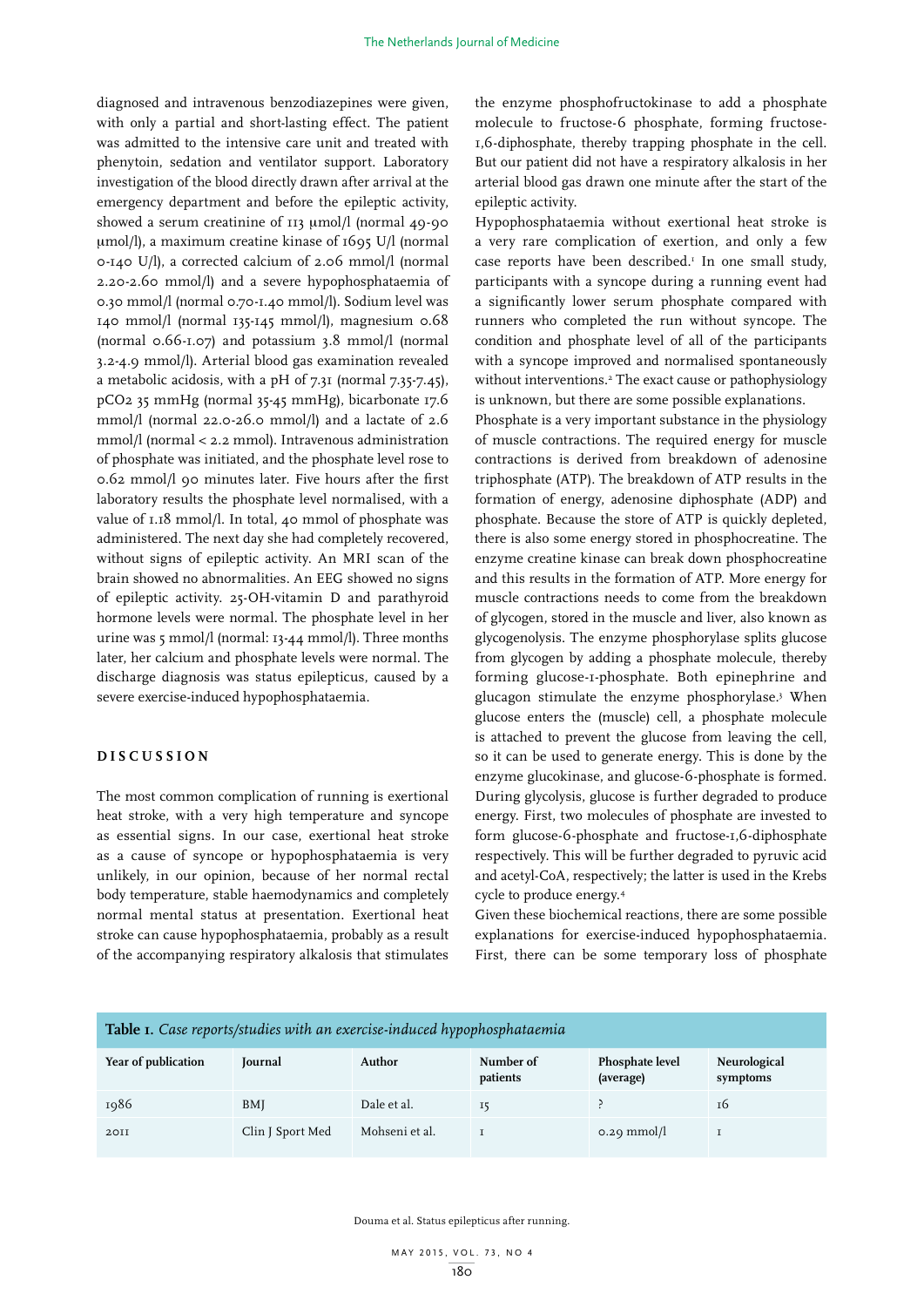diagnosed and intravenous benzodiazepines were given, with only a partial and short-lasting effect. The patient was admitted to the intensive care unit and treated with phenytoin, sedation and ventilator support. Laboratory investigation of the blood directly drawn after arrival at the emergency department and before the epileptic activity, showed a serum creatinine of 113 μmol/l (normal 49-90 μmol/l), a maximum creatine kinase of 1695 U/l (normal 0-140 U/l), a corrected calcium of 2.06 mmol/l (normal 2.20-2.60 mmol/l) and a severe hypophosphataemia of 0.30 mmol/l (normal 0.70-1.40 mmol/l). Sodium level was 140 mmol/l (normal 135-145 mmol/l), magnesium 0.68 (normal 0.66-1.07) and potassium 3.8 mmol/l (normal 3.2-4.9 mmol/l). Arterial blood gas examination revealed a metabolic acidosis, with a pH of 7.31 (normal 7.35-7.45), $pCO_2$ 35 mmHg (normal 35-45 mmHg), bicarbonate 17.6 mmol/l (normal 22.0-26.0 mmol/l) and a lactate of 2.6 mmol/l (normal < 2.2 mmol). Intravenous administration of phosphate was initiated, and the phosphate level rose to 0.62 mmol/l 90 minutes later. Five hours after the first laboratory results the phosphate level normalised, with a value of 1.18 mmol/l. In total, 40 mmol of phosphate was administered. The next day she had completely recovered, without signs of epileptic activity. An MRI scan of the brain showed no abnormalities. An EEG showed no signs of epileptic activity. 25-OH-vitamin D and parathyroid hormone levels were normal. The phosphate level in her urine was 5 mmol/l (normal: 13-44 mmol/l). Three months later, her calcium and phosphate levels were normal. The discharge diagnosis was status epilepticus, caused by a severe exercise-induced hypophosphataemia.

## DISCUSSION

The most common complication of running is exertional heat stroke, with a very high temperature and syncope as essential signs. In our case, exertional heat stroke as a cause of syncope or hypophosphataemia is very unlikely, in our opinion, because of her normal rectal body temperature, stable haemodynamics and completely normal mental status at presentation. Exertional heat stroke can cause hypophosphataemia, probably as a result of the accompanying respiratory alkalosis that stimulates the enzyme phosphofructokinase to add a phosphate molecule to fructose-6 phosphate, forming fructose-1,6-diphosphate, thereby trapping phosphate in the cell. But our patient did not have a respiratory alkalosis in her arterial blood gas drawn one minute after the start of the epileptic activity.

Hypophosphataemia without exertional heat stroke is a very rare complication of exertion, and only a few case reports have been described.[1] In one small study, participants with a syncope during a running event had a significantly lower serum phosphate compared with runners who completed the run without syncope. The condition and phosphate level of all of the participants with a syncope improved and normalised spontaneously without interventions.[2] The exact cause or pathophysiology is unknown, but there are some possible explanations.

Phosphate is a very important substance in the physiology of muscle contractions. The required energy for muscle contractions is derived from breakdown of adenosine triphosphate (ATP). The breakdown of ATP results in the formation of energy, adenosine diphosphate (ADP) and phosphate. Because the store of ATP is quickly depleted, there is also some energy stored in phosphocreatine. The enzyme creatine kinase can break down phosphocreatine and this results in the formation of ATP. More energy for muscle contractions needs to come from the breakdown of glycogen, stored in the muscle and liver, also known as glycogenolysis. The enzyme phosphorylase splits glucose from glycogen by adding a phosphate molecule, thereby forming glucose-1-phosphate. Both epinephrine and glucagon stimulate the enzyme phosphorylase.[3] When glucose enters the (muscle) cell, a phosphate molecule is attached to prevent the glucose from leaving the cell, so it can be used to generate energy. This is done by the enzyme glucokinase, and glucose-6-phosphate is formed. During glycolysis, glucose is further degraded to produce energy. First, two molecules of phosphate are invested to form glucose-6-phosphate and fructose-1,6-diphosphate respectively. This will be further degraded to pyruvic acid and acetyl-CoA, respectively; the latter is used in the Krebs cycle to produce energy.[4]

Given these biochemical reactions, there are some possible explanations for exercise-induced hypophosphataemia. First, there can be some temporary loss of phosphate

**Table 1.** *Case reports/studies with an exercise-induced hypophosphataemia*

| Year of publication | Journal | Author | Number of patients | Phosphate level (average) | Neurological symptoms |
|---|---|---|---|---|---|
| 1986 | BMJ | Dale et al. | 15 | ? | 16 |
| 2011 | Clin J Sport Med | Mohseni et al. | 1 | 0.29 mmol/l | 1 |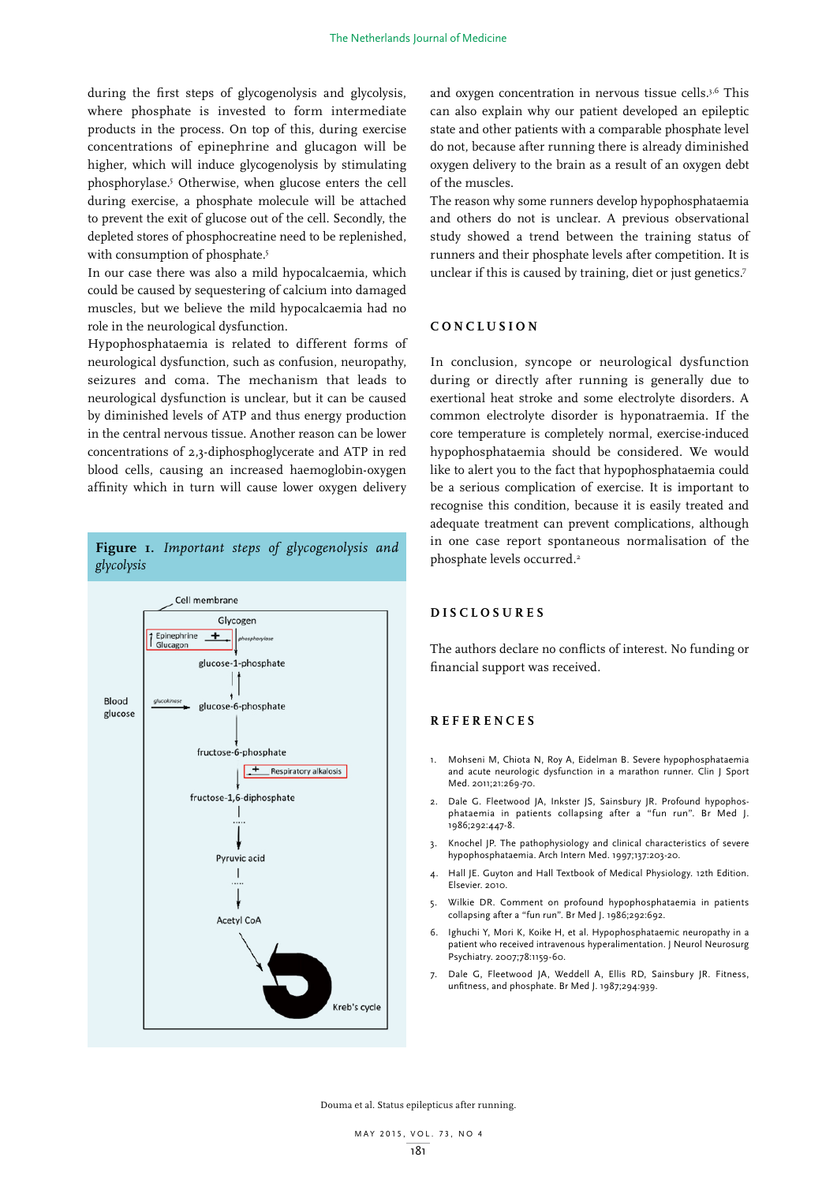during the first steps of glycogenolysis and glycolysis, where phosphate is invested to form intermediate products in the process. On top of this, during exercise concentrations of epinephrine and glucagon will be higher, which will induce glycogenolysis by stimulating phosphorylase.[5] Otherwise, when glucose enters the cell during exercise, a phosphate molecule will be attached to prevent the exit of glucose out of the cell. Secondly, the depleted stores of phosphocreatine need to be replenished, with consumption of phosphate.[5]

In our case there was also a mild hypocalcaemia, which could be caused by sequestering of calcium into damaged muscles, but we believe the mild hypocalcaemia had no role in the neurological dysfunction.

Hypophosphataemia is related to different forms of neurological dysfunction, such as confusion, neuropathy, seizures and coma. The mechanism that leads to neurological dysfunction is unclear, but it can be caused by diminished levels of ATP and thus energy production in the central nervous tissue. Another reason can be lower concentrations of 2,3-diphosphoglycerate and ATP in red blood cells, causing an increased haemoglobin-oxygen affinity which in turn will cause lower oxygen delivery and oxygen concentration in nervous tissue cells.[3,6] This can also explain why our patient developed an epileptic state and other patients with a comparable phosphate level do not, because after running there is already diminished oxygen delivery to the brain as a result of an oxygen debt of the muscles.

The reason why some runners develop hypophosphataemia and others do not is unclear. A previous observational study showed a trend between the training status of runners and their phosphate levels after competition. It is unclear if this is caused by training, diet or just genetics.[7]

**Figure 1.** *Important steps of glycogenolysis and glycolysis*

Cell membrane
Glycogen
Epinephrine
Glucagon
+
phosphorylase
glucose-1-phosphate
Blood glucose
glucokinase
glucose-6-phosphate
fructose-6-phosphate
+
Respiratory alkalosis
fructose-1,6-diphosphate
Pyruvic acid
Acetyl CoA
Kreb's cycle

## CONCLUSION

In conclusion, syncope or neurological dysfunction during or directly after running is generally due to exertional heat stroke and some electrolyte disorders. A common electrolyte disorder is hyponatraemia. If the core temperature is completely normal, exercise-induced hypophosphataemia should be considered. We would like to alert you to the fact that hypophosphataemia could be a serious complication of exercise. It is important to recognise this condition, because it is easily treated and adequate treatment can prevent complications, although in one case report spontaneous normalisation of the phosphate levels occurred.[2]

## DISCLOSURES

The authors declare no conflicts of interest. No funding or financial support was received.

## REFERENCES

1. Mohseni M, Chiota N, Roy A, Eidelman B. Severe hypophosphataemia and acute neurologic dysfunction in a marathon runner. Clin J Sport Med. 2011;21:269-70.
2. Dale G. Fleetwood JA, Inkster JS, Sainsbury JR. Profound hypophosphataemia in patients collapsing after a "fun run". Br Med J. 1986;292:447-8.
3. Knochel JP. The pathophysiology and clinical characteristics of severe hypophosphataemia. Arch Intern Med. 1997;137:203-20.
4. Hall JE. Guyton and Hall Textbook of Medical Physiology. 12th Edition. Elsevier. 2010.
5. Wilkie DR. Comment on profound hypophosphataemia in patients collapsing after a "fun run". Br Med J. 1986;292:692.
6. Ighuchi Y, Mori K, Koike H, et al. Hypophosphataemic neuropathy in a patient who received intravenous hyperalimentation. J Neurol Neurosurg Psychiatry. 2007;78:1159-60.
7. Dale G, Fleetwood JA, Weddell A, Ellis RD, Sainsbury JR. Fitness, unfitness, and phosphate. Br Med J. 1987;294:939.